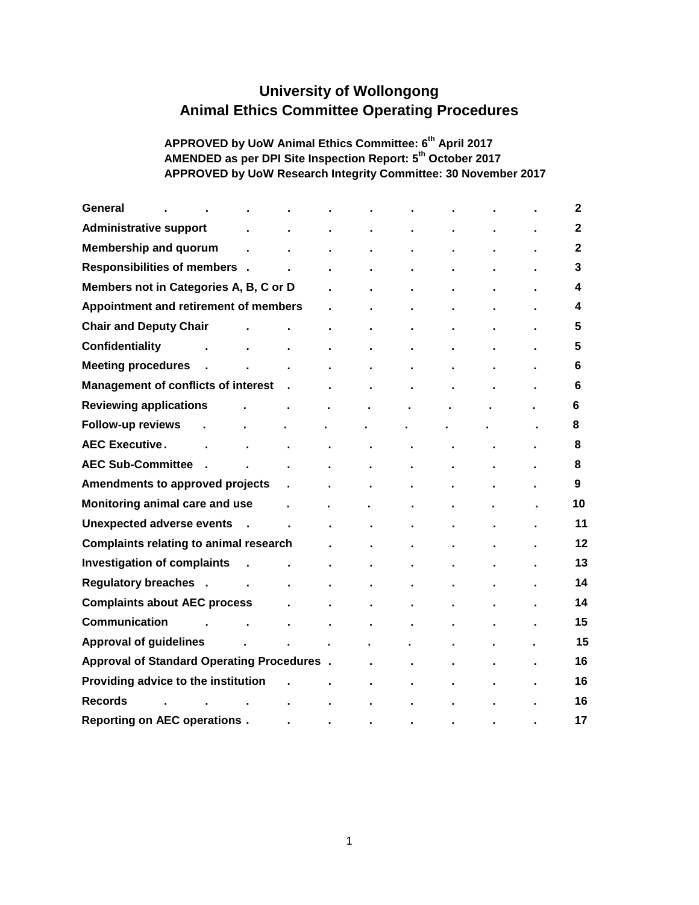# University of Wollongong
# Animal Ethics Committee Operating Procedures

**APPROVED by UoW Animal Ethics Committee: 6th April 2017**
**AMENDED as per DPI Site Inspection Report: 5th October 2017**
**APPROVED by UoW Research Integrity Committee: 30 November 2017**

| | |
|---|---|
| **General** | **2** |
| **Administrative support** | **2** |
| **Membership and quorum** | **2** |
| **Responsibilities of members** | **3** |
| **Members not in Categories A, B, C or D** | **4** |
| **Appointment and retirement of members** | **4** |
| **Chair and Deputy Chair** | **5** |
| **Confidentiality** | **5** |
| **Meeting procedures** | **6** |
| **Management of conflicts of interest** | **6** |
| **Reviewing applications** | **6** |
| **Follow-up reviews** | **8** |
| **AEC Executive** | **8** |
| **AEC Sub-Committee** | **8** |
| **Amendments to approved projects** | **9** |
| **Monitoring animal care and use** | **10** |
| **Unexpected adverse events** | **11** |
| **Complaints relating to animal research** | **12** |
| **Investigation of complaints** | **13** |
| **Regulatory breaches** | **14** |
| **Complaints about AEC process** | **14** |
| **Communication** | **15** |
| **Approval of guidelines** | **15** |
| **Approval of Standard Operating Procedures** | **16** |
| **Providing advice to the institution** | **16** |
| **Records** | **16** |
| **Reporting on AEC operations** | **17** |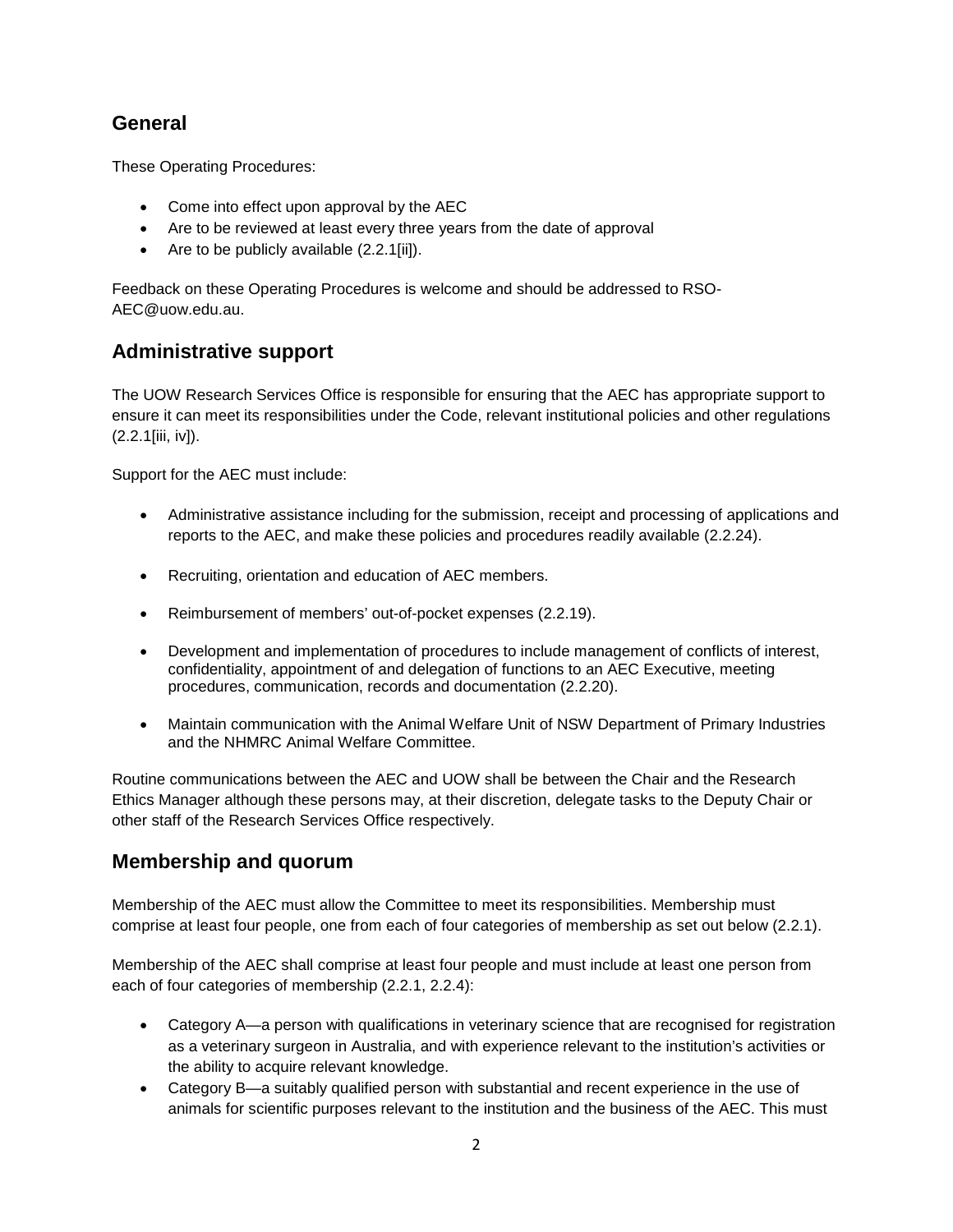## General

These Operating Procedures:

- Come into effect upon approval by the AEC
- Are to be reviewed at least every three years from the date of approval
- Are to be publicly available (2.2.1[ii]).

Feedback on these Operating Procedures is welcome and should be addressed to RSO-AEC@uow.edu.au.

## Administrative support

The UOW Research Services Office is responsible for ensuring that the AEC has appropriate support to ensure it can meet its responsibilities under the Code, relevant institutional policies and other regulations (2.2.1[iii, iv]).

Support for the AEC must include:

- Administrative assistance including for the submission, receipt and processing of applications and reports to the AEC, and make these policies and procedures readily available (2.2.24).
- Recruiting, orientation and education of AEC members.
- Reimbursement of members' out-of-pocket expenses (2.2.19).
- Development and implementation of procedures to include management of conflicts of interest, confidentiality, appointment of and delegation of functions to an AEC Executive, meeting procedures, communication, records and documentation (2.2.20).
- Maintain communication with the Animal Welfare Unit of NSW Department of Primary Industries and the NHMRC Animal Welfare Committee.

Routine communications between the AEC and UOW shall be between the Chair and the Research Ethics Manager although these persons may, at their discretion, delegate tasks to the Deputy Chair or other staff of the Research Services Office respectively.

## Membership and quorum

Membership of the AEC must allow the Committee to meet its responsibilities. Membership must comprise at least four people, one from each of four categories of membership as set out below (2.2.1).

Membership of the AEC shall comprise at least four people and must include at least one person from each of four categories of membership (2.2.1, 2.2.4):

- Category A—a person with qualifications in veterinary science that are recognised for registration as a veterinary surgeon in Australia, and with experience relevant to the institution's activities or the ability to acquire relevant knowledge.
- Category B—a suitably qualified person with substantial and recent experience in the use of animals for scientific purposes relevant to the institution and the business of the AEC. This must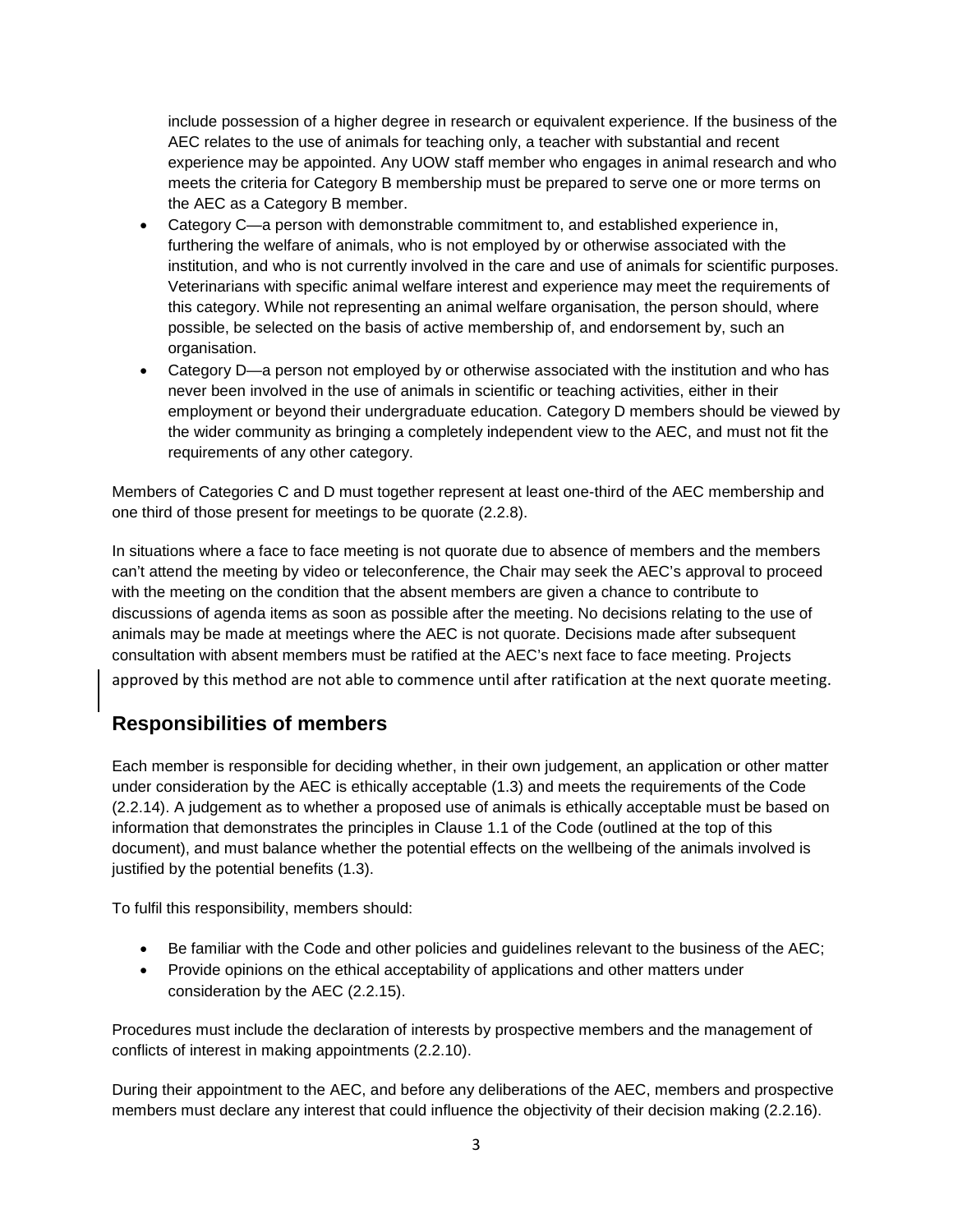include possession of a higher degree in research or equivalent experience. If the business of the AEC relates to the use of animals for teaching only, a teacher with substantial and recent experience may be appointed. Any UOW staff member who engages in animal research and who meets the criteria for Category B membership must be prepared to serve one or more terms on the AEC as a Category B member.

- Category C—a person with demonstrable commitment to, and established experience in, furthering the welfare of animals, who is not employed by or otherwise associated with the institution, and who is not currently involved in the care and use of animals for scientific purposes. Veterinarians with specific animal welfare interest and experience may meet the requirements of this category. While not representing an animal welfare organisation, the person should, where possible, be selected on the basis of active membership of, and endorsement by, such an organisation.
- Category D—a person not employed by or otherwise associated with the institution and who has never been involved in the use of animals in scientific or teaching activities, either in their employment or beyond their undergraduate education. Category D members should be viewed by the wider community as bringing a completely independent view to the AEC, and must not fit the requirements of any other category.

Members of Categories C and D must together represent at least one-third of the AEC membership and one third of those present for meetings to be quorate (2.2.8).

In situations where a face to face meeting is not quorate due to absence of members and the members can't attend the meeting by video or teleconference, the Chair may seek the AEC's approval to proceed with the meeting on the condition that the absent members are given a chance to contribute to discussions of agenda items as soon as possible after the meeting. No decisions relating to the use of animals may be made at meetings where the AEC is not quorate. Decisions made after subsequent consultation with absent members must be ratified at the AEC's next face to face meeting. Projects approved by this method are not able to commence until after ratification at the next quorate meeting.

## Responsibilities of members

Each member is responsible for deciding whether, in their own judgement, an application or other matter under consideration by the AEC is ethically acceptable (1.3) and meets the requirements of the Code (2.2.14). A judgement as to whether a proposed use of animals is ethically acceptable must be based on information that demonstrates the principles in Clause 1.1 of the Code (outlined at the top of this document), and must balance whether the potential effects on the wellbeing of the animals involved is justified by the potential benefits (1.3).

To fulfil this responsibility, members should:

- Be familiar with the Code and other policies and guidelines relevant to the business of the AEC;
- Provide opinions on the ethical acceptability of applications and other matters under consideration by the AEC (2.2.15).

Procedures must include the declaration of interests by prospective members and the management of conflicts of interest in making appointments (2.2.10).

During their appointment to the AEC, and before any deliberations of the AEC, members and prospective members must declare any interest that could influence the objectivity of their decision making (2.2.16).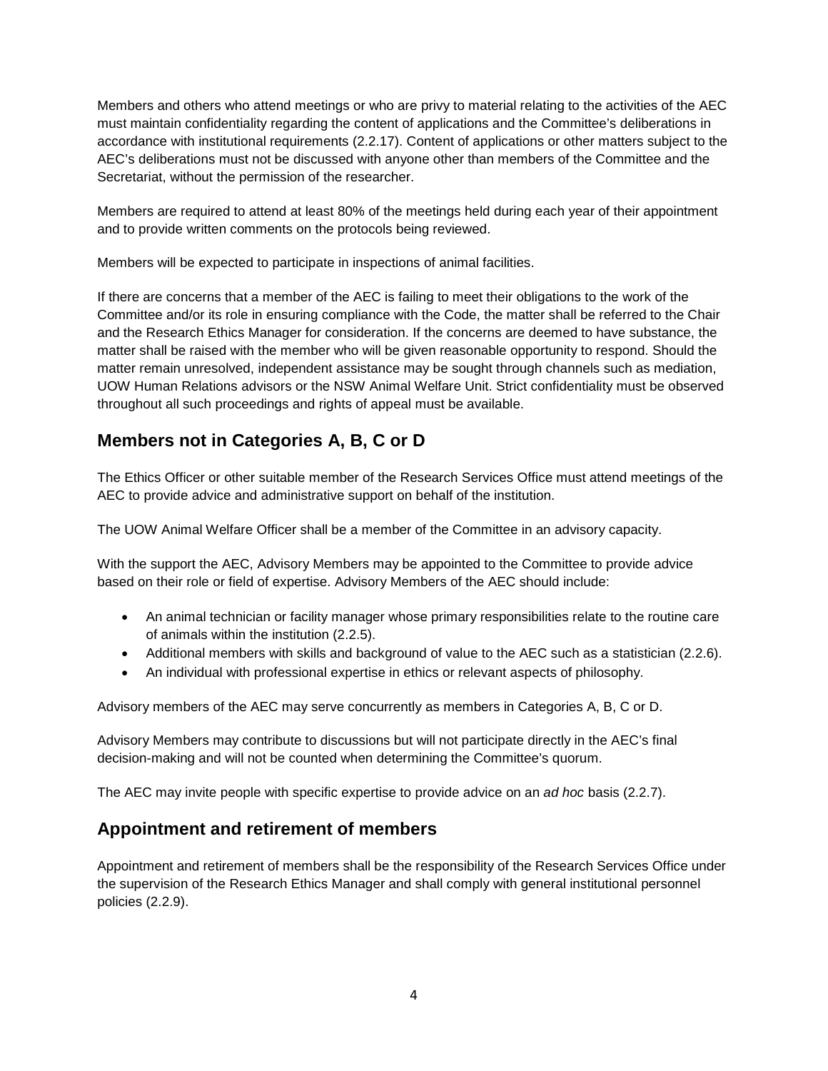Members and others who attend meetings or who are privy to material relating to the activities of the AEC must maintain confidentiality regarding the content of applications and the Committee's deliberations in accordance with institutional requirements (2.2.17). Content of applications or other matters subject to the AEC's deliberations must not be discussed with anyone other than members of the Committee and the Secretariat, without the permission of the researcher.

Members are required to attend at least 80% of the meetings held during each year of their appointment and to provide written comments on the protocols being reviewed.

Members will be expected to participate in inspections of animal facilities.

If there are concerns that a member of the AEC is failing to meet their obligations to the work of the Committee and/or its role in ensuring compliance with the Code, the matter shall be referred to the Chair and the Research Ethics Manager for consideration. If the concerns are deemed to have substance, the matter shall be raised with the member who will be given reasonable opportunity to respond. Should the matter remain unresolved, independent assistance may be sought through channels such as mediation, UOW Human Relations advisors or the NSW Animal Welfare Unit. Strict confidentiality must be observed throughout all such proceedings and rights of appeal must be available.

## Members not in Categories A, B, C or D

The Ethics Officer or other suitable member of the Research Services Office must attend meetings of the AEC to provide advice and administrative support on behalf of the institution.

The UOW Animal Welfare Officer shall be a member of the Committee in an advisory capacity.

With the support the AEC, Advisory Members may be appointed to the Committee to provide advice based on their role or field of expertise. Advisory Members of the AEC should include:

- An animal technician or facility manager whose primary responsibilities relate to the routine care of animals within the institution (2.2.5).
- Additional members with skills and background of value to the AEC such as a statistician (2.2.6).
- An individual with professional expertise in ethics or relevant aspects of philosophy.

Advisory members of the AEC may serve concurrently as members in Categories A, B, C or D.

Advisory Members may contribute to discussions but will not participate directly in the AEC's final decision-making and will not be counted when determining the Committee's quorum.

The AEC may invite people with specific expertise to provide advice on an *ad hoc* basis (2.2.7).

## Appointment and retirement of members

Appointment and retirement of members shall be the responsibility of the Research Services Office under the supervision of the Research Ethics Manager and shall comply with general institutional personnel policies (2.2.9).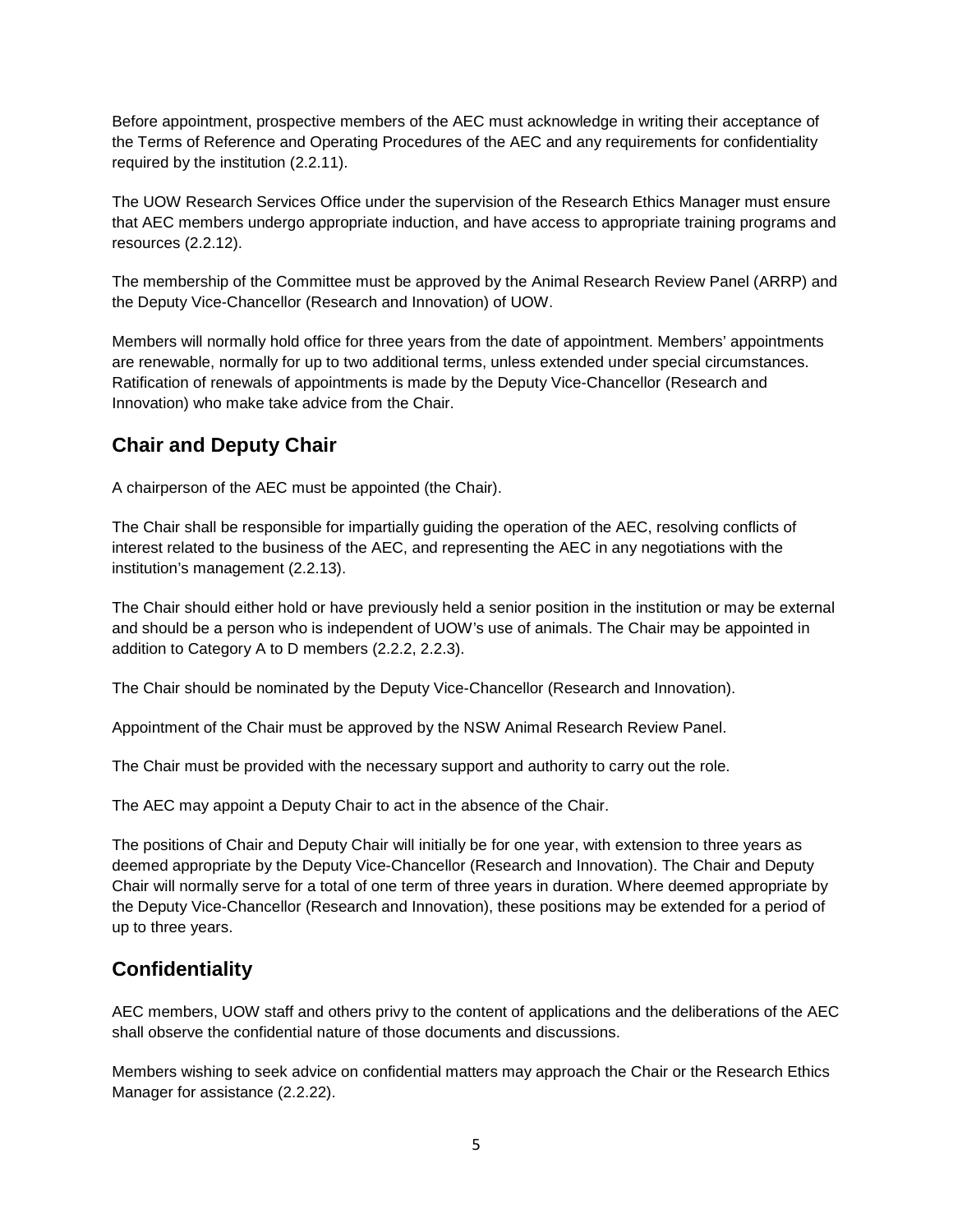Before appointment, prospective members of the AEC must acknowledge in writing their acceptance of the Terms of Reference and Operating Procedures of the AEC and any requirements for confidentiality required by the institution (2.2.11).

The UOW Research Services Office under the supervision of the Research Ethics Manager must ensure that AEC members undergo appropriate induction, and have access to appropriate training programs and resources (2.2.12).

The membership of the Committee must be approved by the Animal Research Review Panel (ARRP) and the Deputy Vice-Chancellor (Research and Innovation) of UOW.

Members will normally hold office for three years from the date of appointment. Members' appointments are renewable, normally for up to two additional terms, unless extended under special circumstances. Ratification of renewals of appointments is made by the Deputy Vice-Chancellor (Research and Innovation) who make take advice from the Chair.

## Chair and Deputy Chair

A chairperson of the AEC must be appointed (the Chair).

The Chair shall be responsible for impartially guiding the operation of the AEC, resolving conflicts of interest related to the business of the AEC, and representing the AEC in any negotiations with the institution's management (2.2.13).

The Chair should either hold or have previously held a senior position in the institution or may be external and should be a person who is independent of UOW's use of animals. The Chair may be appointed in addition to Category A to D members (2.2.2, 2.2.3).

The Chair should be nominated by the Deputy Vice-Chancellor (Research and Innovation).

Appointment of the Chair must be approved by the NSW Animal Research Review Panel.

The Chair must be provided with the necessary support and authority to carry out the role.

The AEC may appoint a Deputy Chair to act in the absence of the Chair.

The positions of Chair and Deputy Chair will initially be for one year, with extension to three years as deemed appropriate by the Deputy Vice-Chancellor (Research and Innovation). The Chair and Deputy Chair will normally serve for a total of one term of three years in duration. Where deemed appropriate by the Deputy Vice-Chancellor (Research and Innovation), these positions may be extended for a period of up to three years.

## Confidentiality

AEC members, UOW staff and others privy to the content of applications and the deliberations of the AEC shall observe the confidential nature of those documents and discussions.

Members wishing to seek advice on confidential matters may approach the Chair or the Research Ethics Manager for assistance (2.2.22).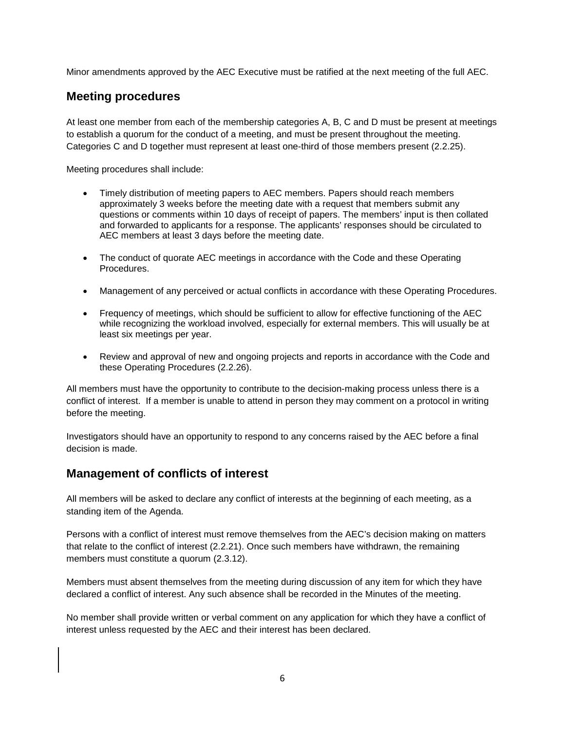Minor amendments approved by the AEC Executive must be ratified at the next meeting of the full AEC.

## Meeting procedures

At least one member from each of the membership categories A, B, C and D must be present at meetings to establish a quorum for the conduct of a meeting, and must be present throughout the meeting. Categories C and D together must represent at least one-third of those members present (2.2.25).

Meeting procedures shall include:

- Timely distribution of meeting papers to AEC members. Papers should reach members approximately 3 weeks before the meeting date with a request that members submit any questions or comments within 10 days of receipt of papers. The members' input is then collated and forwarded to applicants for a response. The applicants' responses should be circulated to AEC members at least 3 days before the meeting date.

- The conduct of quorate AEC meetings in accordance with the Code and these Operating Procedures.

- Management of any perceived or actual conflicts in accordance with these Operating Procedures.

- Frequency of meetings, which should be sufficient to allow for effective functioning of the AEC while recognizing the workload involved, especially for external members. This will usually be at least six meetings per year.

- Review and approval of new and ongoing projects and reports in accordance with the Code and these Operating Procedures (2.2.26).

All members must have the opportunity to contribute to the decision-making process unless there is a conflict of interest. If a member is unable to attend in person they may comment on a protocol in writing before the meeting.

Investigators should have an opportunity to respond to any concerns raised by the AEC before a final decision is made.

## Management of conflicts of interest

All members will be asked to declare any conflict of interests at the beginning of each meeting, as a standing item of the Agenda.

Persons with a conflict of interest must remove themselves from the AEC's decision making on matters that relate to the conflict of interest (2.2.21). Once such members have withdrawn, the remaining members must constitute a quorum (2.3.12).

Members must absent themselves from the meeting during discussion of any item for which they have declared a conflict of interest. Any such absence shall be recorded in the Minutes of the meeting.

No member shall provide written or verbal comment on any application for which they have a conflict of interest unless requested by the AEC and their interest has been declared.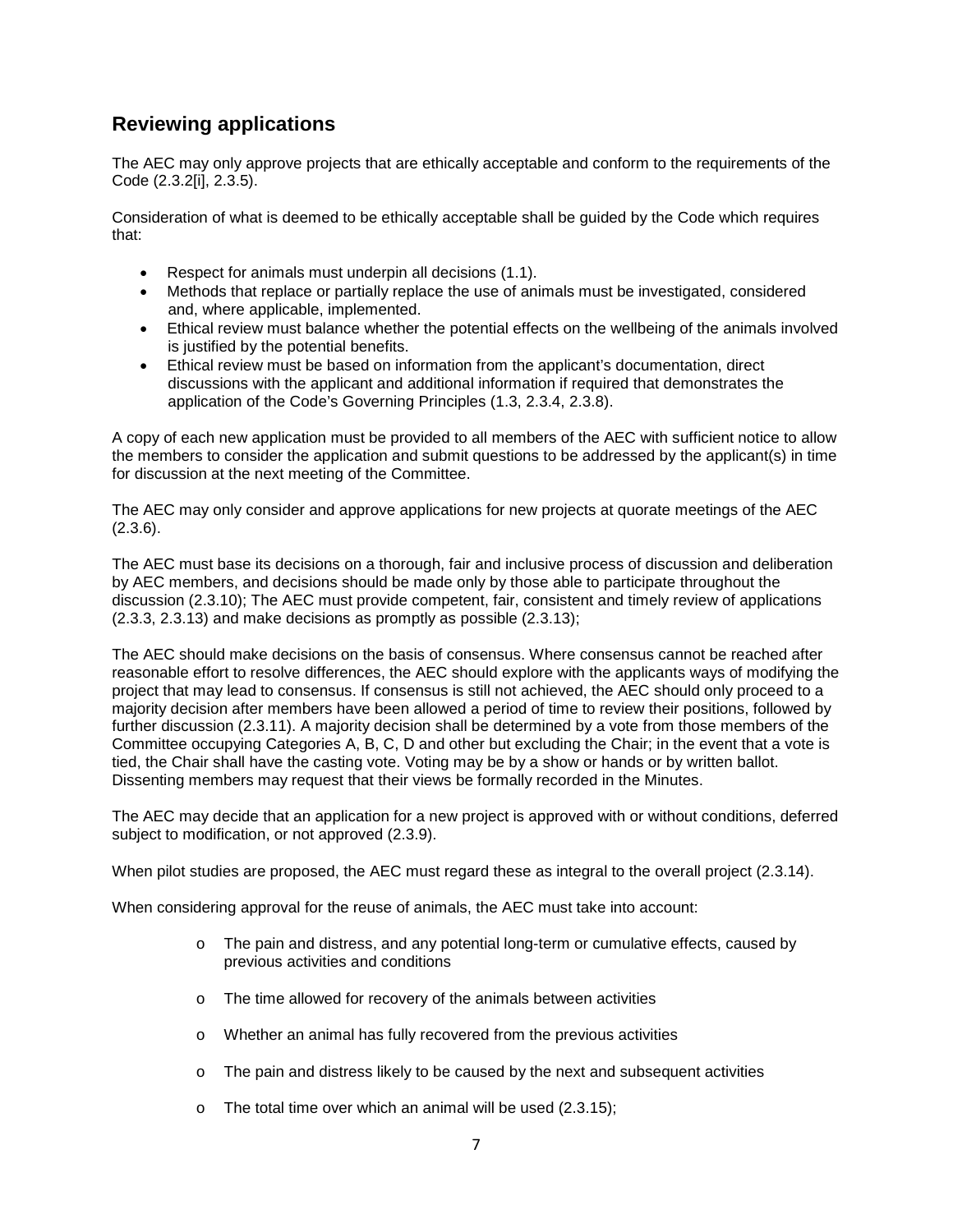## Reviewing applications

The AEC may only approve projects that are ethically acceptable and conform to the requirements of the Code (2.3.2[i], 2.3.5).

Consideration of what is deemed to be ethically acceptable shall be guided by the Code which requires that:

- Respect for animals must underpin all decisions (1.1).
- Methods that replace or partially replace the use of animals must be investigated, considered and, where applicable, implemented.
- Ethical review must balance whether the potential effects on the wellbeing of the animals involved is justified by the potential benefits.
- Ethical review must be based on information from the applicant's documentation, direct discussions with the applicant and additional information if required that demonstrates the application of the Code's Governing Principles (1.3, 2.3.4, 2.3.8).

A copy of each new application must be provided to all members of the AEC with sufficient notice to allow the members to consider the application and submit questions to be addressed by the applicant(s) in time for discussion at the next meeting of the Committee.

The AEC may only consider and approve applications for new projects at quorate meetings of the AEC (2.3.6).

The AEC must base its decisions on a thorough, fair and inclusive process of discussion and deliberation by AEC members, and decisions should be made only by those able to participate throughout the discussion (2.3.10); The AEC must provide competent, fair, consistent and timely review of applications (2.3.3, 2.3.13) and make decisions as promptly as possible (2.3.13);

The AEC should make decisions on the basis of consensus. Where consensus cannot be reached after reasonable effort to resolve differences, the AEC should explore with the applicants ways of modifying the project that may lead to consensus. If consensus is still not achieved, the AEC should only proceed to a majority decision after members have been allowed a period of time to review their positions, followed by further discussion (2.3.11). A majority decision shall be determined by a vote from those members of the Committee occupying Categories A, B, C, D and other but excluding the Chair; in the event that a vote is tied, the Chair shall have the casting vote. Voting may be by a show or hands or by written ballot. Dissenting members may request that their views be formally recorded in the Minutes.

The AEC may decide that an application for a new project is approved with or without conditions, deferred subject to modification, or not approved (2.3.9).

When pilot studies are proposed, the AEC must regard these as integral to the overall project (2.3.14).

When considering approval for the reuse of animals, the AEC must take into account:

- The pain and distress, and any potential long-term or cumulative effects, caused by previous activities and conditions
- The time allowed for recovery of the animals between activities
- Whether an animal has fully recovered from the previous activities
- The pain and distress likely to be caused by the next and subsequent activities
- The total time over which an animal will be used (2.3.15);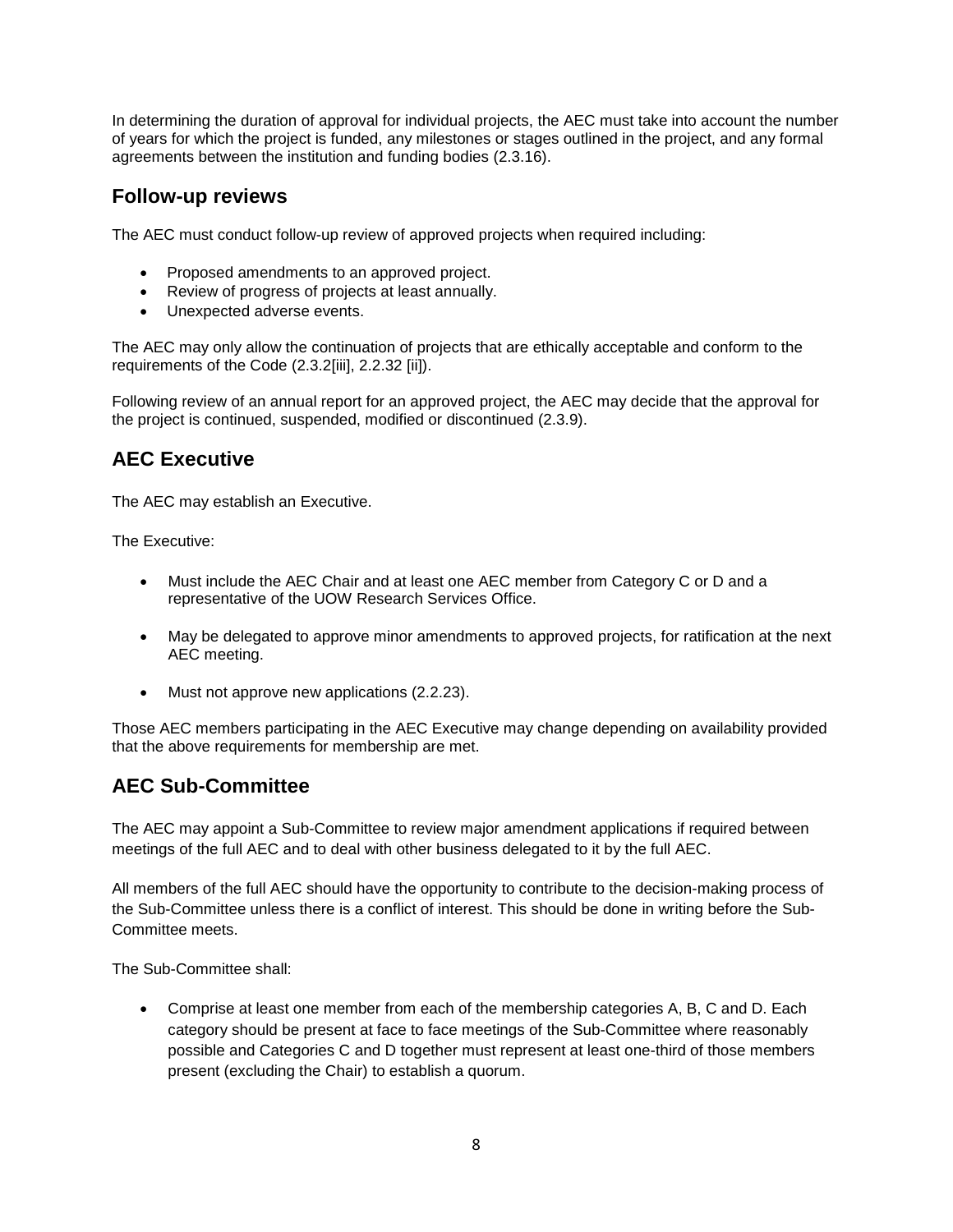In determining the duration of approval for individual projects, the AEC must take into account the number of years for which the project is funded, any milestones or stages outlined in the project, and any formal agreements between the institution and funding bodies (2.3.16).

## Follow-up reviews

The AEC must conduct follow-up review of approved projects when required including:

- Proposed amendments to an approved project.
- Review of progress of projects at least annually.
- Unexpected adverse events.

The AEC may only allow the continuation of projects that are ethically acceptable and conform to the requirements of the Code (2.3.2[iii], 2.2.32 [ii]).

Following review of an annual report for an approved project, the AEC may decide that the approval for the project is continued, suspended, modified or discontinued (2.3.9).

## AEC Executive

The AEC may establish an Executive.

The Executive:

- Must include the AEC Chair and at least one AEC member from Category C or D and a representative of the UOW Research Services Office.
- May be delegated to approve minor amendments to approved projects, for ratification at the next AEC meeting.
- Must not approve new applications (2.2.23).

Those AEC members participating in the AEC Executive may change depending on availability provided that the above requirements for membership are met.

## AEC Sub-Committee

The AEC may appoint a Sub-Committee to review major amendment applications if required between meetings of the full AEC and to deal with other business delegated to it by the full AEC.

All members of the full AEC should have the opportunity to contribute to the decision-making process of the Sub-Committee unless there is a conflict of interest. This should be done in writing before the Sub-Committee meets.

The Sub-Committee shall:

- Comprise at least one member from each of the membership categories A, B, C and D. Each category should be present at face to face meetings of the Sub-Committee where reasonably possible and Categories C and D together must represent at least one-third of those members present (excluding the Chair) to establish a quorum.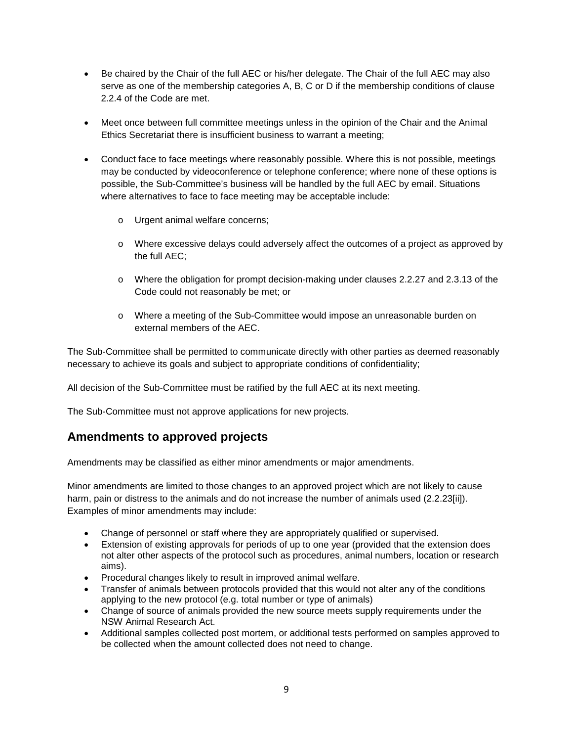- Be chaired by the Chair of the full AEC or his/her delegate. The Chair of the full AEC may also serve as one of the membership categories A, B, C or D if the membership conditions of clause 2.2.4 of the Code are met.

- Meet once between full committee meetings unless in the opinion of the Chair and the Animal Ethics Secretariat there is insufficient business to warrant a meeting;

- Conduct face to face meetings where reasonably possible. Where this is not possible, meetings may be conducted by videoconference or telephone conference; where none of these options is possible, the Sub-Committee's business will be handled by the full AEC by email. Situations where alternatives to face to face meeting may be acceptable include:

    - Urgent animal welfare concerns;

    - Where excessive delays could adversely affect the outcomes of a project as approved by the full AEC;

    - Where the obligation for prompt decision-making under clauses 2.2.27 and 2.3.13 of the Code could not reasonably be met; or

    - Where a meeting of the Sub-Committee would impose an unreasonable burden on external members of the AEC.

The Sub-Committee shall be permitted to communicate directly with other parties as deemed reasonably necessary to achieve its goals and subject to appropriate conditions of confidentiality;

All decision of the Sub-Committee must be ratified by the full AEC at its next meeting.

The Sub-Committee must not approve applications for new projects.

## Amendments to approved projects

Amendments may be classified as either minor amendments or major amendments.

Minor amendments are limited to those changes to an approved project which are not likely to cause harm, pain or distress to the animals and do not increase the number of animals used (2.2.23[ii]). Examples of minor amendments may include:

- Change of personnel or staff where they are appropriately qualified or supervised.
- Extension of existing approvals for periods of up to one year (provided that the extension does not alter other aspects of the protocol such as procedures, animal numbers, location or research aims).
- Procedural changes likely to result in improved animal welfare.
- Transfer of animals between protocols provided that this would not alter any of the conditions applying to the new protocol (e.g. total number or type of animals)
- Change of source of animals provided the new source meets supply requirements under the NSW Animal Research Act.
- Additional samples collected post mortem, or additional tests performed on samples approved to be collected when the amount collected does not need to change.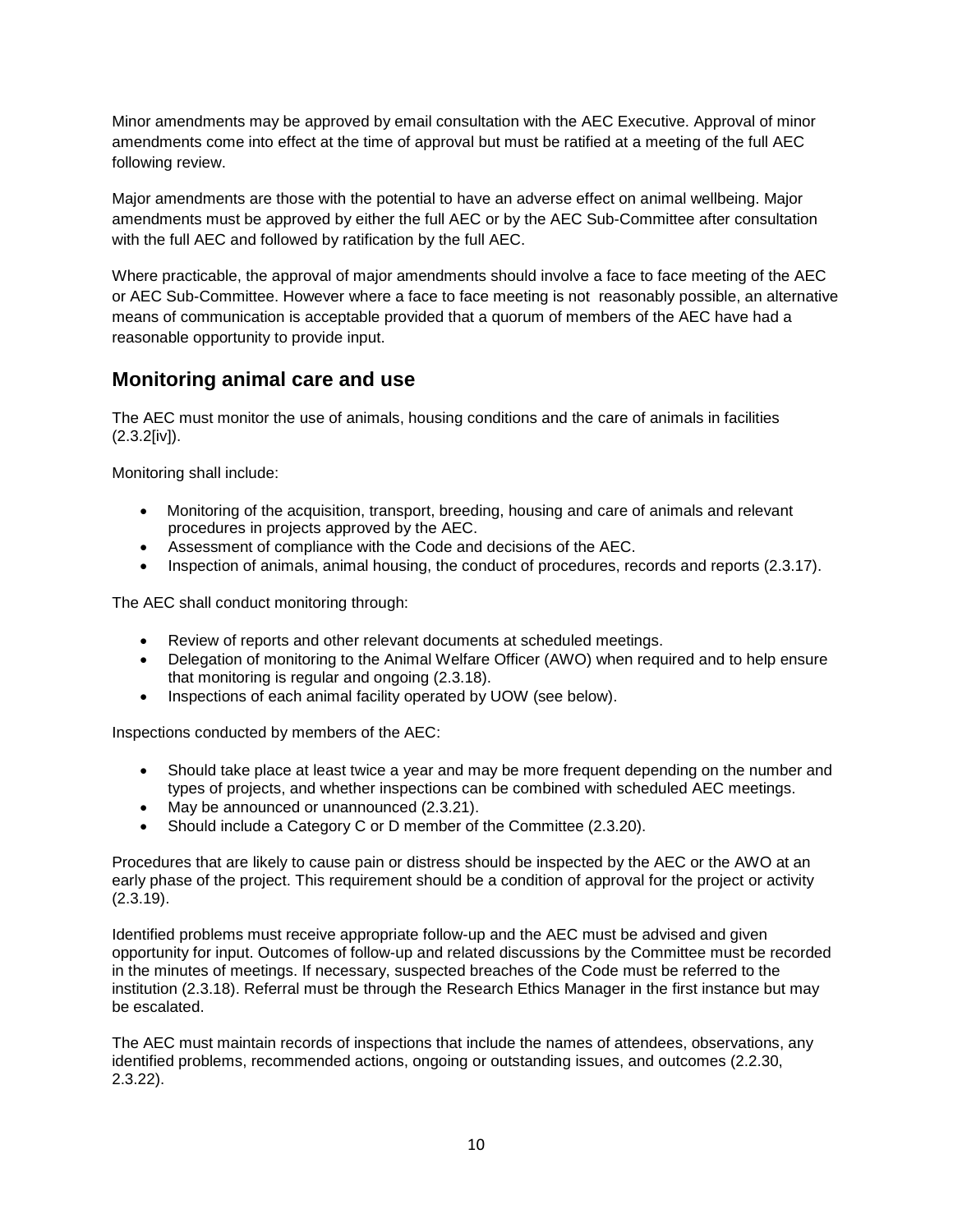Minor amendments may be approved by email consultation with the AEC Executive. Approval of minor amendments come into effect at the time of approval but must be ratified at a meeting of the full AEC following review.

Major amendments are those with the potential to have an adverse effect on animal wellbeing. Major amendments must be approved by either the full AEC or by the AEC Sub-Committee after consultation with the full AEC and followed by ratification by the full AEC.

Where practicable, the approval of major amendments should involve a face to face meeting of the AEC or AEC Sub-Committee. However where a face to face meeting is not reasonably possible, an alternative means of communication is acceptable provided that a quorum of members of the AEC have had a reasonable opportunity to provide input.

## Monitoring animal care and use

The AEC must monitor the use of animals, housing conditions and the care of animals in facilities (2.3.2[iv]).

Monitoring shall include:

- Monitoring of the acquisition, transport, breeding, housing and care of animals and relevant procedures in projects approved by the AEC.
- Assessment of compliance with the Code and decisions of the AEC.
- Inspection of animals, animal housing, the conduct of procedures, records and reports (2.3.17).

The AEC shall conduct monitoring through:

- Review of reports and other relevant documents at scheduled meetings.
- Delegation of monitoring to the Animal Welfare Officer (AWO) when required and to help ensure that monitoring is regular and ongoing (2.3.18).
- Inspections of each animal facility operated by UOW (see below).

Inspections conducted by members of the AEC:

- Should take place at least twice a year and may be more frequent depending on the number and types of projects, and whether inspections can be combined with scheduled AEC meetings.
- May be announced or unannounced (2.3.21).
- Should include a Category C or D member of the Committee (2.3.20).

Procedures that are likely to cause pain or distress should be inspected by the AEC or the AWO at an early phase of the project. This requirement should be a condition of approval for the project or activity (2.3.19).

Identified problems must receive appropriate follow-up and the AEC must be advised and given opportunity for input. Outcomes of follow-up and related discussions by the Committee must be recorded in the minutes of meetings. If necessary, suspected breaches of the Code must be referred to the institution (2.3.18). Referral must be through the Research Ethics Manager in the first instance but may be escalated.

The AEC must maintain records of inspections that include the names of attendees, observations, any identified problems, recommended actions, ongoing or outstanding issues, and outcomes (2.2.30, 2.3.22).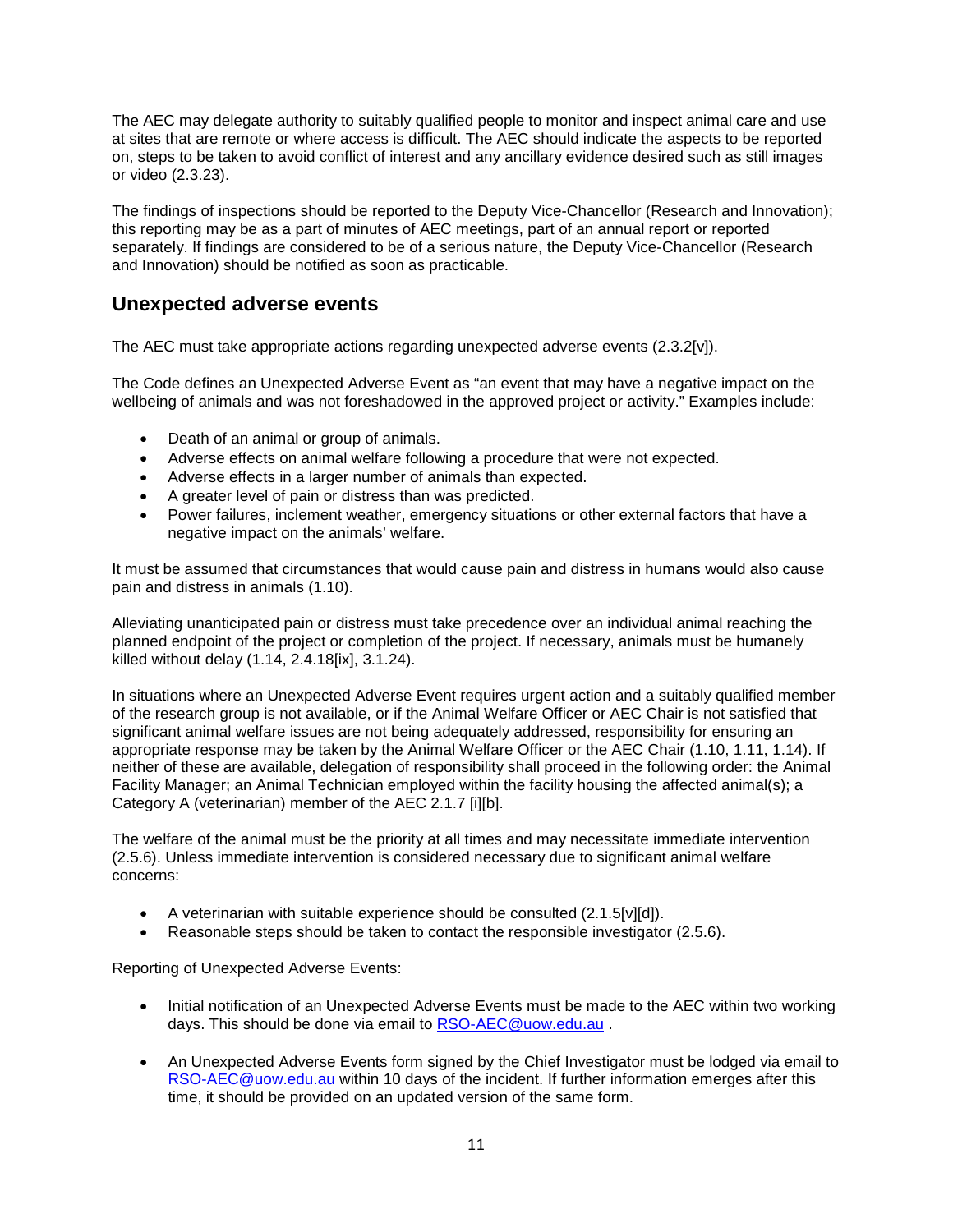The AEC may delegate authority to suitably qualified people to monitor and inspect animal care and use at sites that are remote or where access is difficult. The AEC should indicate the aspects to be reported on, steps to be taken to avoid conflict of interest and any ancillary evidence desired such as still images or video (2.3.23).

The findings of inspections should be reported to the Deputy Vice-Chancellor (Research and Innovation); this reporting may be as a part of minutes of AEC meetings, part of an annual report or reported separately. If findings are considered to be of a serious nature, the Deputy Vice-Chancellor (Research and Innovation) should be notified as soon as practicable.

## Unexpected adverse events

The AEC must take appropriate actions regarding unexpected adverse events (2.3.2[v]).

The Code defines an Unexpected Adverse Event as "an event that may have a negative impact on the wellbeing of animals and was not foreshadowed in the approved project or activity." Examples include:

- Death of an animal or group of animals.
- Adverse effects on animal welfare following a procedure that were not expected.
- Adverse effects in a larger number of animals than expected.
- A greater level of pain or distress than was predicted.
- Power failures, inclement weather, emergency situations or other external factors that have a negative impact on the animals' welfare.

It must be assumed that circumstances that would cause pain and distress in humans would also cause pain and distress in animals (1.10).

Alleviating unanticipated pain or distress must take precedence over an individual animal reaching the planned endpoint of the project or completion of the project. If necessary, animals must be humanely killed without delay (1.14, 2.4.18[ix], 3.1.24).

In situations where an Unexpected Adverse Event requires urgent action and a suitably qualified member of the research group is not available, or if the Animal Welfare Officer or AEC Chair is not satisfied that significant animal welfare issues are not being adequately addressed, responsibility for ensuring an appropriate response may be taken by the Animal Welfare Officer or the AEC Chair (1.10, 1.11, 1.14). If neither of these are available, delegation of responsibility shall proceed in the following order: the Animal Facility Manager; an Animal Technician employed within the facility housing the affected animal(s); a Category A (veterinarian) member of the AEC 2.1.7 [i][b].

The welfare of the animal must be the priority at all times and may necessitate immediate intervention (2.5.6). Unless immediate intervention is considered necessary due to significant animal welfare concerns:

- A veterinarian with suitable experience should be consulted (2.1.5[v][d]).
- Reasonable steps should be taken to contact the responsible investigator (2.5.6).

Reporting of Unexpected Adverse Events:

- Initial notification of an Unexpected Adverse Events must be made to the AEC within two working days. This should be done via email to RSO-AEC@uow.edu.au .
- An Unexpected Adverse Events form signed by the Chief Investigator must be lodged via email to RSO-AEC@uow.edu.au within 10 days of the incident. If further information emerges after this time, it should be provided on an updated version of the same form.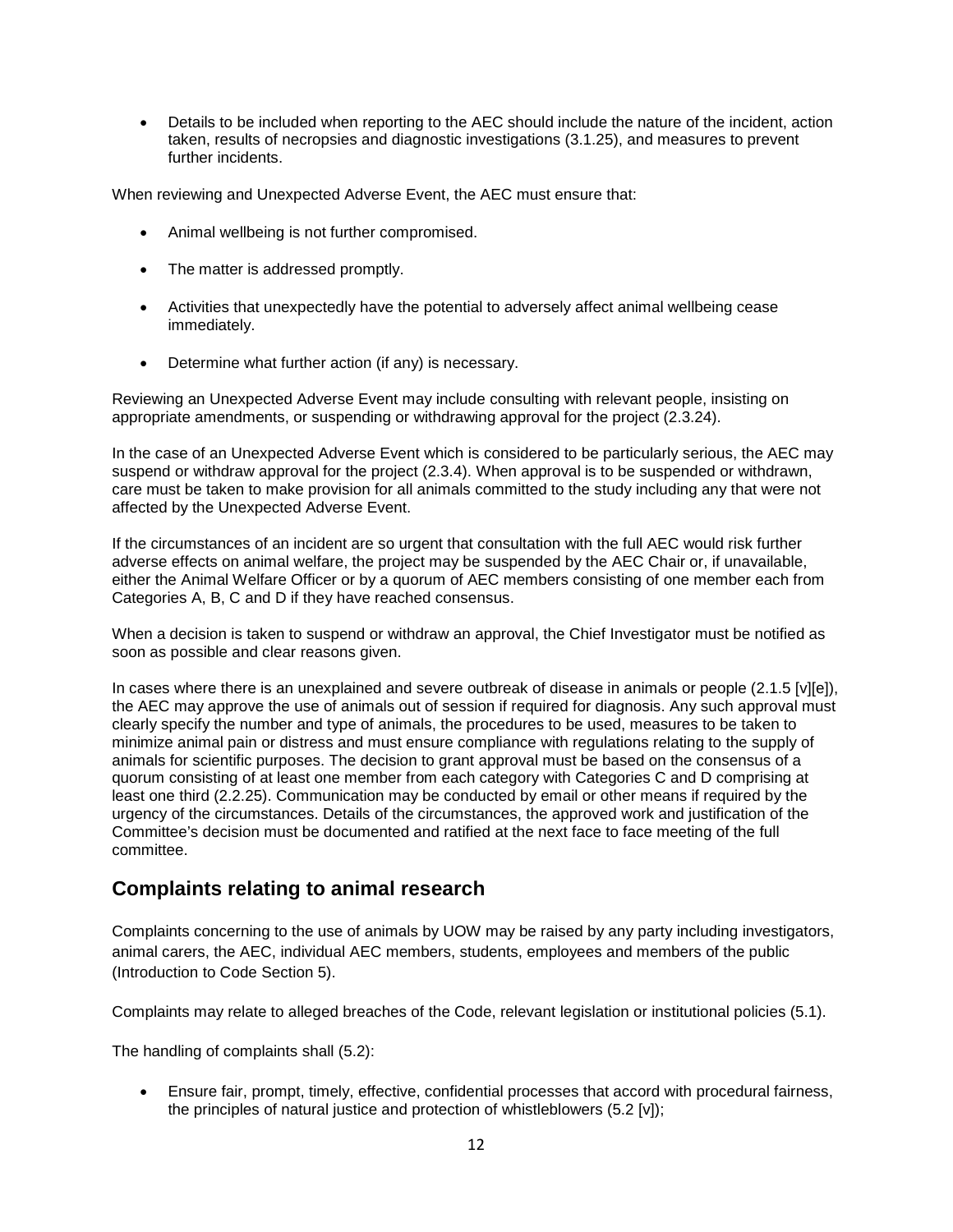- Details to be included when reporting to the AEC should include the nature of the incident, action taken, results of necropsies and diagnostic investigations (3.1.25), and measures to prevent further incidents.

When reviewing and Unexpected Adverse Event, the AEC must ensure that:

- Animal wellbeing is not further compromised.
- The matter is addressed promptly.
- Activities that unexpectedly have the potential to adversely affect animal wellbeing cease immediately.
- Determine what further action (if any) is necessary.

Reviewing an Unexpected Adverse Event may include consulting with relevant people, insisting on appropriate amendments, or suspending or withdrawing approval for the project (2.3.24).

In the case of an Unexpected Adverse Event which is considered to be particularly serious, the AEC may suspend or withdraw approval for the project (2.3.4). When approval is to be suspended or withdrawn, care must be taken to make provision for all animals committed to the study including any that were not affected by the Unexpected Adverse Event.

If the circumstances of an incident are so urgent that consultation with the full AEC would risk further adverse effects on animal welfare, the project may be suspended by the AEC Chair or, if unavailable, either the Animal Welfare Officer or by a quorum of AEC members consisting of one member each from Categories A, B, C and D if they have reached consensus.

When a decision is taken to suspend or withdraw an approval, the Chief Investigator must be notified as soon as possible and clear reasons given.

In cases where there is an unexplained and severe outbreak of disease in animals or people (2.1.5 [v][e]), the AEC may approve the use of animals out of session if required for diagnosis. Any such approval must clearly specify the number and type of animals, the procedures to be used, measures to be taken to minimize animal pain or distress and must ensure compliance with regulations relating to the supply of animals for scientific purposes. The decision to grant approval must be based on the consensus of a quorum consisting of at least one member from each category with Categories C and D comprising at least one third (2.2.25). Communication may be conducted by email or other means if required by the urgency of the circumstances. Details of the circumstances, the approved work and justification of the Committee's decision must be documented and ratified at the next face to face meeting of the full committee.

## Complaints relating to animal research

Complaints concerning to the use of animals by UOW may be raised by any party including investigators, animal carers, the AEC, individual AEC members, students, employees and members of the public (Introduction to Code Section 5).

Complaints may relate to alleged breaches of the Code, relevant legislation or institutional policies (5.1).

The handling of complaints shall (5.2):

- Ensure fair, prompt, timely, effective, confidential processes that accord with procedural fairness, the principles of natural justice and protection of whistleblowers (5.2 [v]);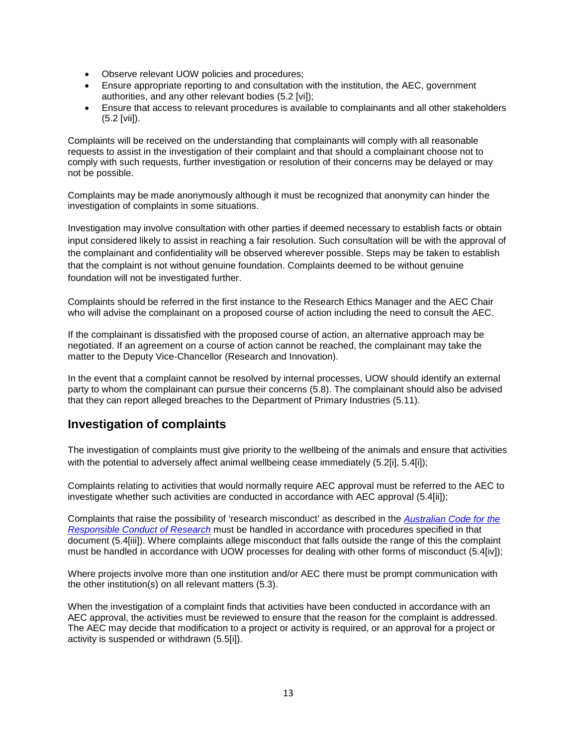- Observe relevant UOW policies and procedures;
- Ensure appropriate reporting to and consultation with the institution, the AEC, government authorities, and any other relevant bodies (5.2 [vi]);
- Ensure that access to relevant procedures is available to complainants and all other stakeholders (5.2 [vii]).

Complaints will be received on the understanding that complainants will comply with all reasonable requests to assist in the investigation of their complaint and that should a complainant choose not to comply with such requests, further investigation or resolution of their concerns may be delayed or may not be possible.

Complaints may be made anonymously although it must be recognized that anonymity can hinder the investigation of complaints in some situations.

Investigation may involve consultation with other parties if deemed necessary to establish facts or obtain input considered likely to assist in reaching a fair resolution. Such consultation will be with the approval of the complainant and confidentiality will be observed wherever possible. Steps may be taken to establish that the complaint is not without genuine foundation. Complaints deemed to be without genuine foundation will not be investigated further.

Complaints should be referred in the first instance to the Research Ethics Manager and the AEC Chair who will advise the complainant on a proposed course of action including the need to consult the AEC.

If the complainant is dissatisfied with the proposed course of action, an alternative approach may be negotiated. If an agreement on a course of action cannot be reached, the complainant may take the matter to the Deputy Vice-Chancellor (Research and Innovation).

In the event that a complaint cannot be resolved by internal processes, UOW should identify an external party to whom the complainant can pursue their concerns (5.8). The complainant should also be advised that they can report alleged breaches to the Department of Primary Industries (5.11).

## Investigation of complaints

The investigation of complaints must give priority to the wellbeing of the animals and ensure that activities with the potential to adversely affect animal wellbeing cease immediately (5.2[i], 5.4[i]);

Complaints relating to activities that would normally require AEC approval must be referred to the AEC to investigate whether such activities are conducted in accordance with AEC approval (5.4[ii]);

Complaints that raise the possibility of 'research misconduct' as described in the *Australian Code for the Responsible Conduct of Research* must be handled in accordance with procedures specified in that document (5.4[iii]). Where complaints allege misconduct that falls outside the range of this the complaint must be handled in accordance with UOW processes for dealing with other forms of misconduct (5.4[iv]);

Where projects involve more than one institution and/or AEC there must be prompt communication with the other institution(s) on all relevant matters (5.3).

When the investigation of a complaint finds that activities have been conducted in accordance with an AEC approval, the activities must be reviewed to ensure that the reason for the complaint is addressed. The AEC may decide that modification to a project or activity is required, or an approval for a project or activity is suspended or withdrawn (5.5[i]).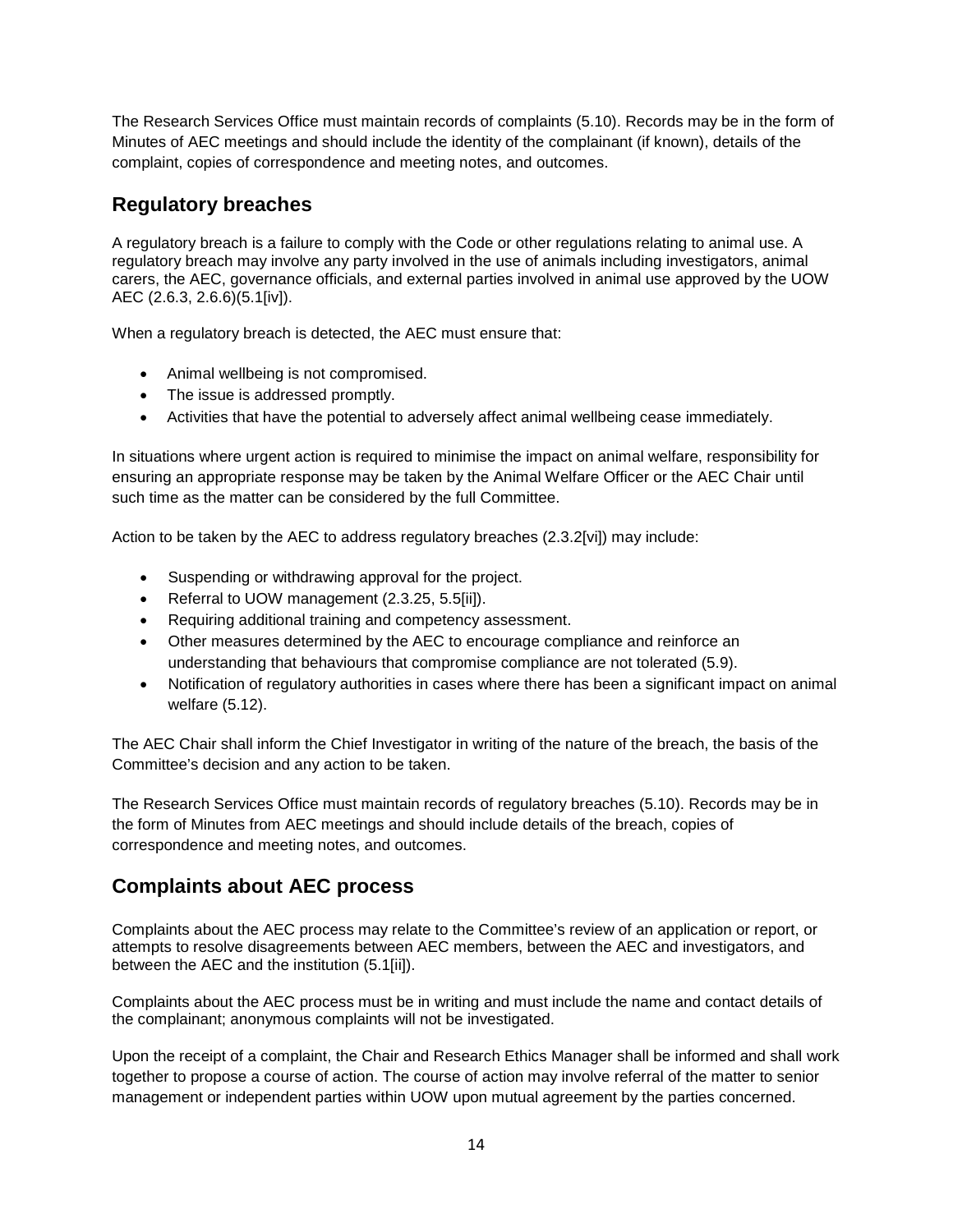The Research Services Office must maintain records of complaints (5.10). Records may be in the form of Minutes of AEC meetings and should include the identity of the complainant (if known), details of the complaint, copies of correspondence and meeting notes, and outcomes.

## Regulatory breaches

A regulatory breach is a failure to comply with the Code or other regulations relating to animal use. A regulatory breach may involve any party involved in the use of animals including investigators, animal carers, the AEC, governance officials, and external parties involved in animal use approved by the UOW AEC (2.6.3, 2.6.6)(5.1[iv]).

When a regulatory breach is detected, the AEC must ensure that:

- Animal wellbeing is not compromised.
- The issue is addressed promptly.
- Activities that have the potential to adversely affect animal wellbeing cease immediately.

In situations where urgent action is required to minimise the impact on animal welfare, responsibility for ensuring an appropriate response may be taken by the Animal Welfare Officer or the AEC Chair until such time as the matter can be considered by the full Committee.

Action to be taken by the AEC to address regulatory breaches (2.3.2[vi]) may include:

- Suspending or withdrawing approval for the project.
- Referral to UOW management (2.3.25, 5.5[ii]).
- Requiring additional training and competency assessment.
- Other measures determined by the AEC to encourage compliance and reinforce an understanding that behaviours that compromise compliance are not tolerated (5.9).
- Notification of regulatory authorities in cases where there has been a significant impact on animal welfare (5.12).

The AEC Chair shall inform the Chief Investigator in writing of the nature of the breach, the basis of the Committee's decision and any action to be taken.

The Research Services Office must maintain records of regulatory breaches (5.10). Records may be in the form of Minutes from AEC meetings and should include details of the breach, copies of correspondence and meeting notes, and outcomes.

## Complaints about AEC process

Complaints about the AEC process may relate to the Committee's review of an application or report, or attempts to resolve disagreements between AEC members, between the AEC and investigators, and between the AEC and the institution (5.1[ii]).

Complaints about the AEC process must be in writing and must include the name and contact details of the complainant; anonymous complaints will not be investigated.

Upon the receipt of a complaint, the Chair and Research Ethics Manager shall be informed and shall work together to propose a course of action. The course of action may involve referral of the matter to senior management or independent parties within UOW upon mutual agreement by the parties concerned.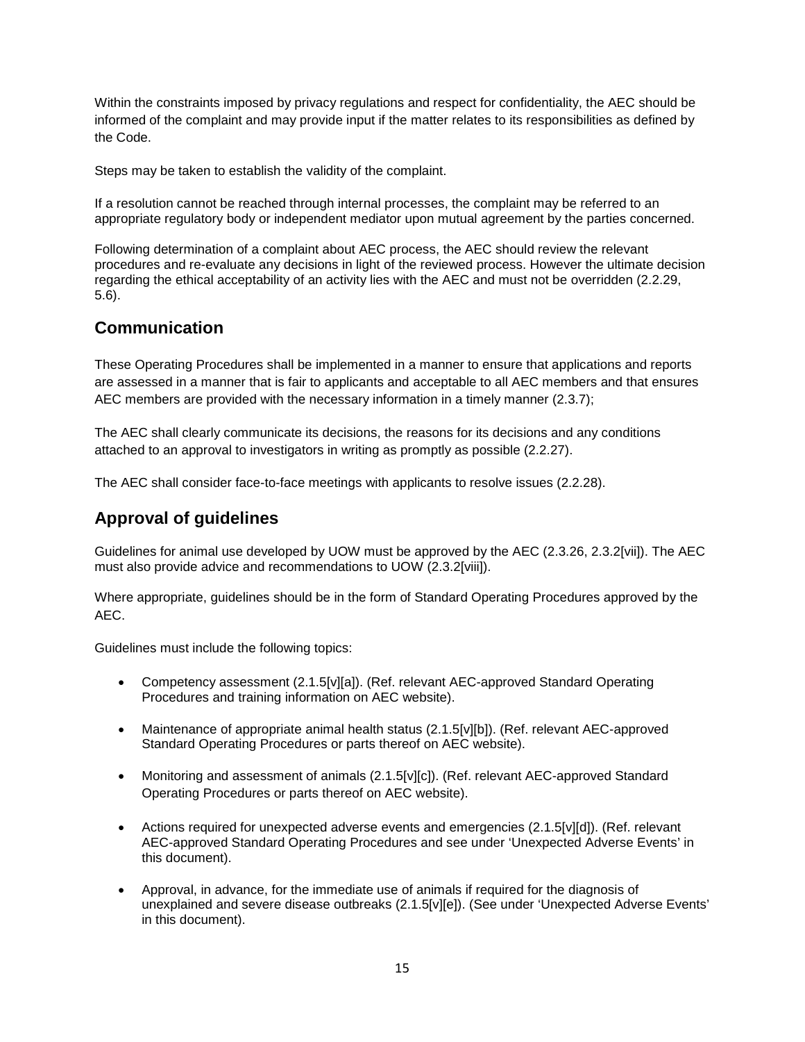Within the constraints imposed by privacy regulations and respect for confidentiality, the AEC should be informed of the complaint and may provide input if the matter relates to its responsibilities as defined by the Code.

Steps may be taken to establish the validity of the complaint.

If a resolution cannot be reached through internal processes, the complaint may be referred to an appropriate regulatory body or independent mediator upon mutual agreement by the parties concerned.

Following determination of a complaint about AEC process, the AEC should review the relevant procedures and re-evaluate any decisions in light of the reviewed process. However the ultimate decision regarding the ethical acceptability of an activity lies with the AEC and must not be overridden (2.2.29, 5.6).

## Communication

These Operating Procedures shall be implemented in a manner to ensure that applications and reports are assessed in a manner that is fair to applicants and acceptable to all AEC members and that ensures AEC members are provided with the necessary information in a timely manner (2.3.7);

The AEC shall clearly communicate its decisions, the reasons for its decisions and any conditions attached to an approval to investigators in writing as promptly as possible (2.2.27).

The AEC shall consider face-to-face meetings with applicants to resolve issues (2.2.28).

## Approval of guidelines

Guidelines for animal use developed by UOW must be approved by the AEC (2.3.26, 2.3.2[vii]). The AEC must also provide advice and recommendations to UOW (2.3.2[viii]).

Where appropriate, guidelines should be in the form of Standard Operating Procedures approved by the AEC.

Guidelines must include the following topics:

- Competency assessment (2.1.5[v][a]). (Ref. relevant AEC-approved Standard Operating Procedures and training information on AEC website).
- Maintenance of appropriate animal health status (2.1.5[v][b]). (Ref. relevant AEC-approved Standard Operating Procedures or parts thereof on AEC website).
- Monitoring and assessment of animals (2.1.5[v][c]). (Ref. relevant AEC-approved Standard Operating Procedures or parts thereof on AEC website).
- Actions required for unexpected adverse events and emergencies (2.1.5[v][d]). (Ref. relevant AEC-approved Standard Operating Procedures and see under 'Unexpected Adverse Events' in this document).
- Approval, in advance, for the immediate use of animals if required for the diagnosis of unexplained and severe disease outbreaks (2.1.5[v][e]). (See under 'Unexpected Adverse Events' in this document).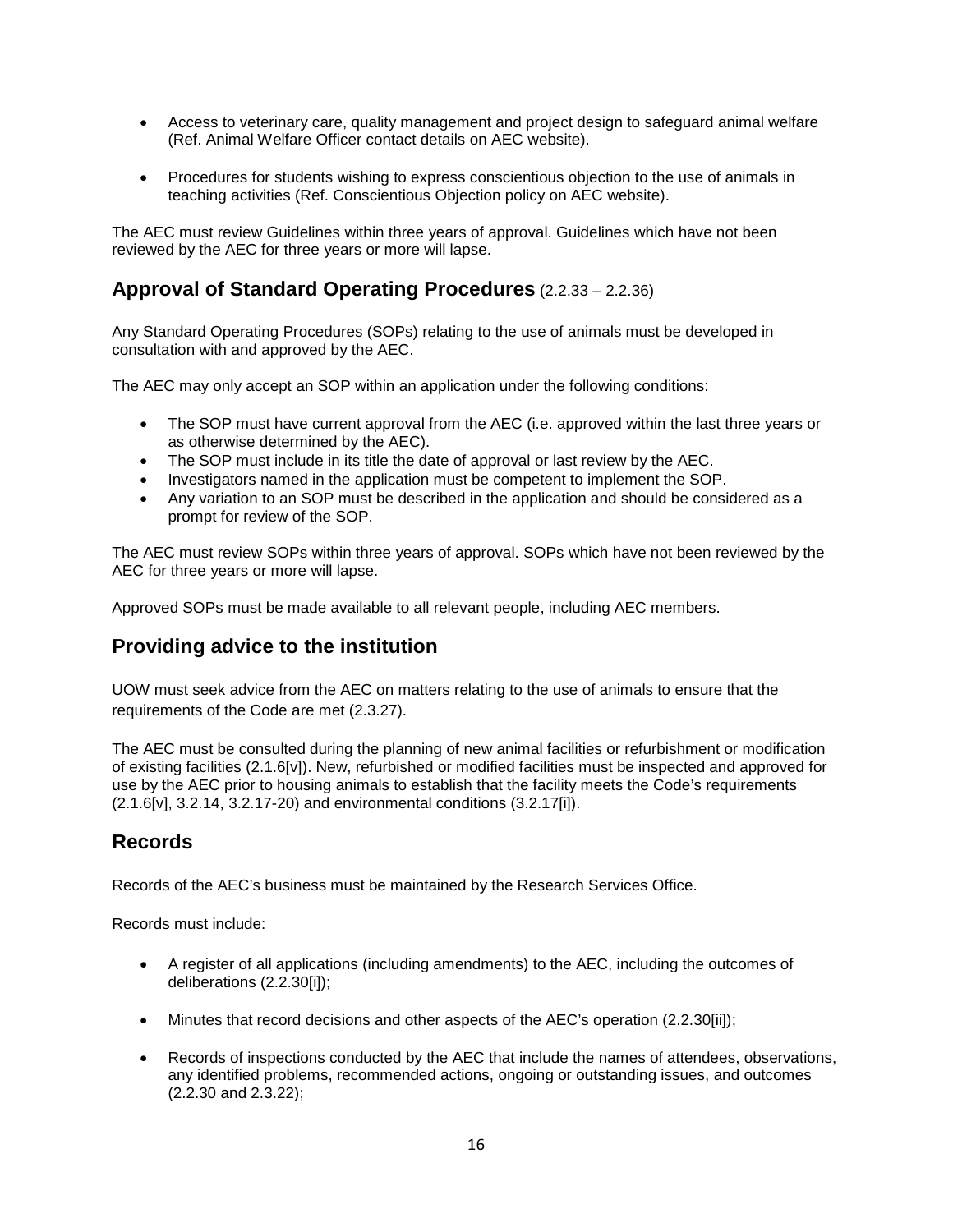- Access to veterinary care, quality management and project design to safeguard animal welfare (Ref. Animal Welfare Officer contact details on AEC website).

- Procedures for students wishing to express conscientious objection to the use of animals in teaching activities (Ref. Conscientious Objection policy on AEC website).

The AEC must review Guidelines within three years of approval. Guidelines which have not been reviewed by the AEC for three years or more will lapse.

## Approval of Standard Operating Procedures (2.2.33 – 2.2.36)

Any Standard Operating Procedures (SOPs) relating to the use of animals must be developed in consultation with and approved by the AEC.

The AEC may only accept an SOP within an application under the following conditions:

- The SOP must have current approval from the AEC (i.e. approved within the last three years or as otherwise determined by the AEC).
- The SOP must include in its title the date of approval or last review by the AEC.
- Investigators named in the application must be competent to implement the SOP.
- Any variation to an SOP must be described in the application and should be considered as a prompt for review of the SOP.

The AEC must review SOPs within three years of approval. SOPs which have not been reviewed by the AEC for three years or more will lapse.

Approved SOPs must be made available to all relevant people, including AEC members.

## Providing advice to the institution

UOW must seek advice from the AEC on matters relating to the use of animals to ensure that the requirements of the Code are met (2.3.27).

The AEC must be consulted during the planning of new animal facilities or refurbishment or modification of existing facilities (2.1.6[v]). New, refurbished or modified facilities must be inspected and approved for use by the AEC prior to housing animals to establish that the facility meets the Code's requirements (2.1.6[v], 3.2.14, 3.2.17-20) and environmental conditions (3.2.17[i]).

## Records

Records of the AEC's business must be maintained by the Research Services Office.

Records must include:

- A register of all applications (including amendments) to the AEC, including the outcomes of deliberations (2.2.30[i]);

- Minutes that record decisions and other aspects of the AEC's operation (2.2.30[ii]);

- Records of inspections conducted by the AEC that include the names of attendees, observations, any identified problems, recommended actions, ongoing or outstanding issues, and outcomes (2.2.30 and 2.3.22);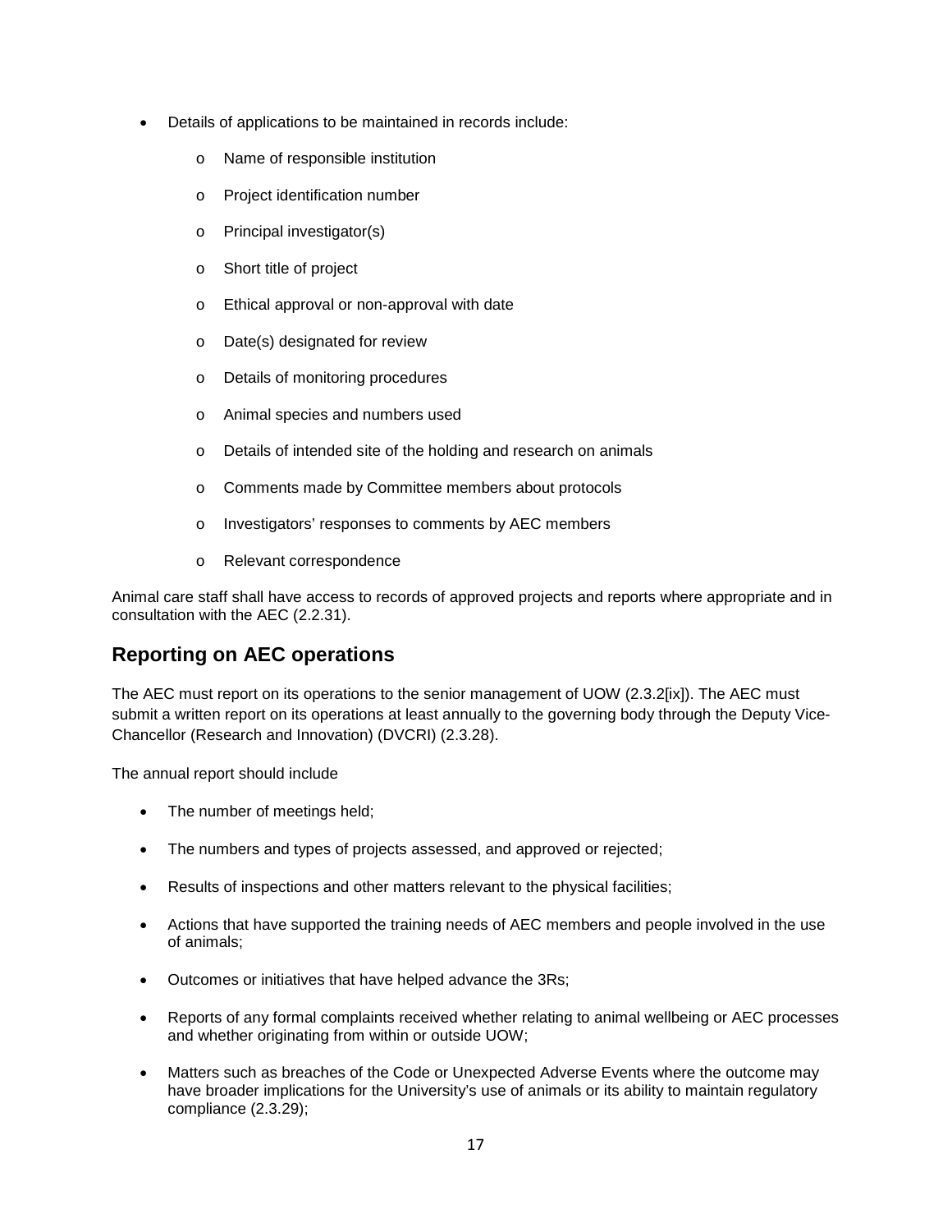- Details of applications to be maintained in records include:
    - Name of responsible institution
    - Project identification number
    - Principal investigator(s)
    - Short title of project
    - Ethical approval or non-approval with date
    - Date(s) designated for review
    - Details of monitoring procedures
    - Animal species and numbers used
    - Details of intended site of the holding and research on animals
    - Comments made by Committee members about protocols
    - Investigators' responses to comments by AEC members
    - Relevant correspondence

Animal care staff shall have access to records of approved projects and reports where appropriate and in consultation with the AEC (2.2.31).

## Reporting on AEC operations

The AEC must report on its operations to the senior management of UOW (2.3.2[ix]). The AEC must submit a written report on its operations at least annually to the governing body through the Deputy Vice-Chancellor (Research and Innovation) (DVCRI) (2.3.28).

The annual report should include

- The number of meetings held;
- The numbers and types of projects assessed, and approved or rejected;
- Results of inspections and other matters relevant to the physical facilities;
- Actions that have supported the training needs of AEC members and people involved in the use of animals;
- Outcomes or initiatives that have helped advance the 3Rs;
- Reports of any formal complaints received whether relating to animal wellbeing or AEC processes and whether originating from within or outside UOW;
- Matters such as breaches of the Code or Unexpected Adverse Events where the outcome may have broader implications for the University's use of animals or its ability to maintain regulatory compliance (2.3.29);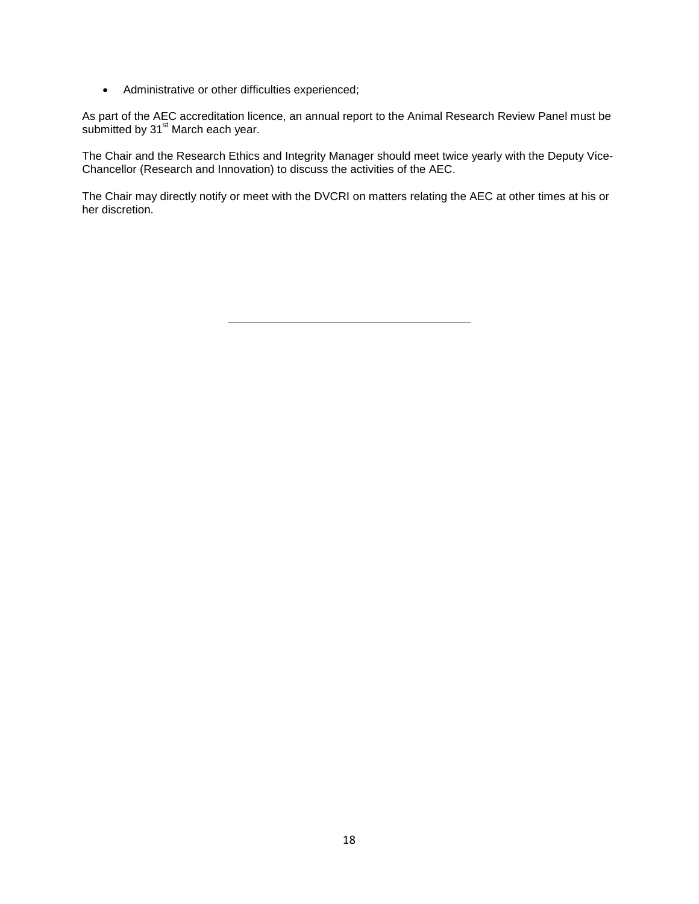- Administrative or other difficulties experienced;

As part of the AEC accreditation licence, an annual report to the Animal Research Review Panel must be submitted by 31st March each year.

The Chair and the Research Ethics and Integrity Manager should meet twice yearly with the Deputy Vice-Chancellor (Research and Innovation) to discuss the activities of the AEC.

The Chair may directly notify or meet with the DVCRI on matters relating the AEC at other times at his or her discretion.

---